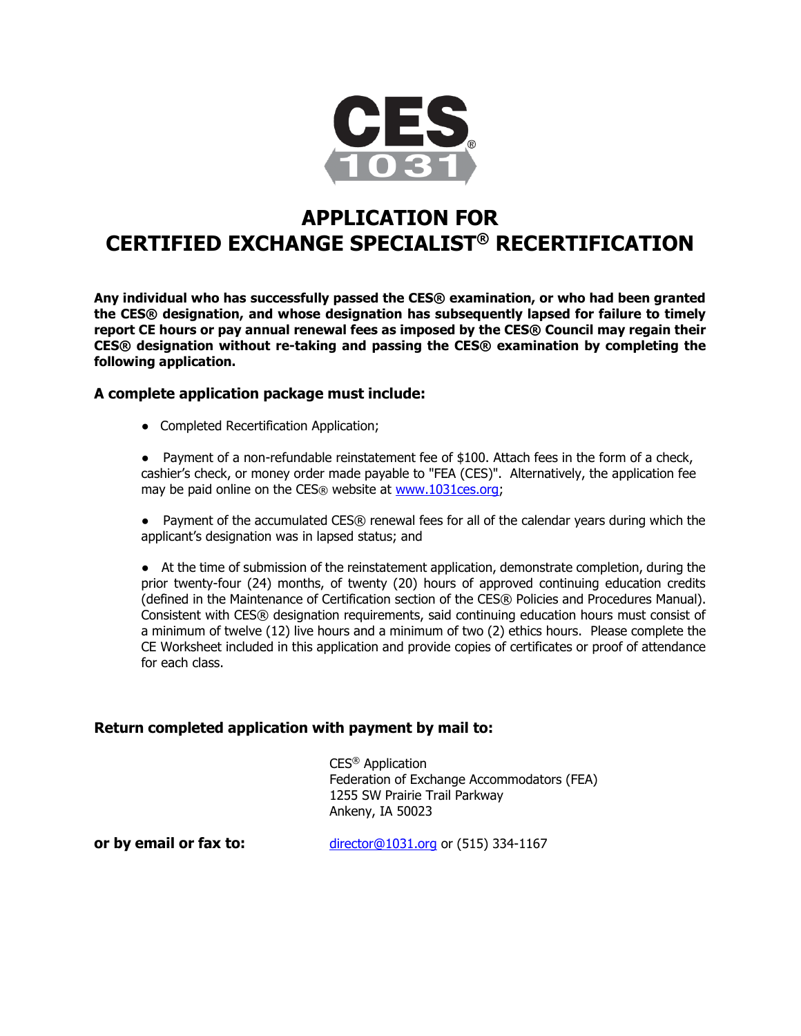# APPLICATION FOR CERTIFIED EXCHANGE SPECIALIST® RECERTIFICATION

**Any individual who has successfully passed the CES® examination, or who had been granted the CES® designation, and whose designation has subsequently lapsed for failure to timely report CE hours or pay annual renewal fees as imposed by the CES® Council may regain their CES® designation without re-taking and passing the CES® examination by completing the following application.**

### A complete application package must include:

- Completed Recertification Application;
- Payment of a non-refundable reinstatement fee of $100. Attach fees in the form of a check, cashier's check, or money order made payable to "FEA (CES)". Alternatively, the application fee may be paid online on the CES® website at www.1031ces.org;
- Payment of the accumulated CES® renewal fees for all of the calendar years during which the applicant's designation was in lapsed status; and
- At the time of submission of the reinstatement application, demonstrate completion, during the prior twenty-four (24) months, of twenty (20) hours of approved continuing education credits (defined in the Maintenance of Certification section of the CES® Policies and Procedures Manual). Consistent with CES® designation requirements, said continuing education hours must consist of a minimum of twelve (12) live hours and a minimum of two (2) ethics hours. Please complete the CE Worksheet included in this application and provide copies of certificates or proof of attendance for each class.

**Return completed application with payment by mail to:**

CES® Application
Federation of Exchange Accommodators (FEA)
1255 SW Prairie Trail Parkway
Ankeny, IA 50023

**or by email or fax to:** director@1031.org or (515) 334-1167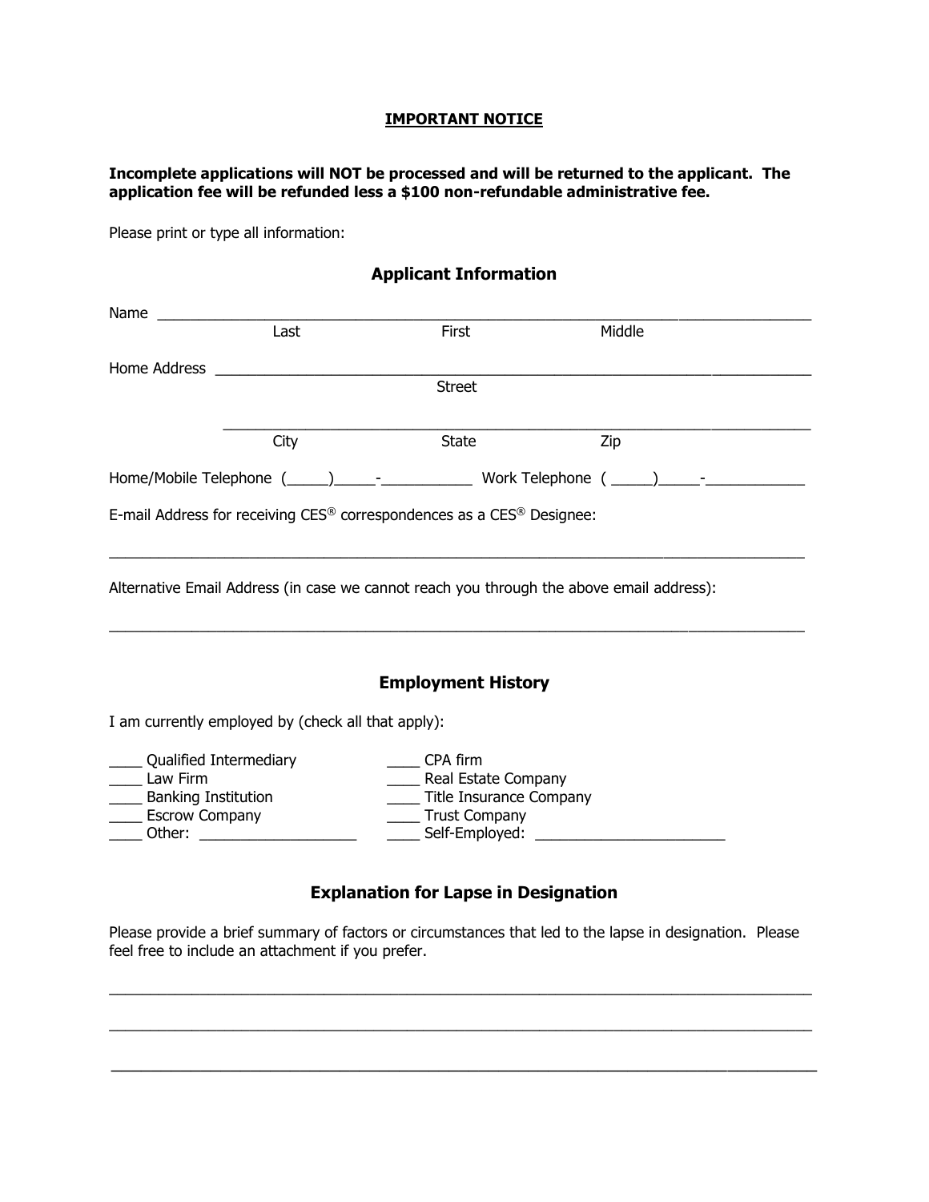**IMPORTANT NOTICE**

**Incomplete applications will NOT be processed and will be returned to the applicant. The application fee will be refunded less a $100 non-refundable administrative fee.**

Please print or type all information:

## Applicant Information

Name ______________________________________________________________________________
Last First Middle

Home Address ________________________________________________________________________
Street

______________________________________________________________________________
City State Zip

Home/Mobile Telephone (_____)_____-___________ Work Telephone ( _____)_____-____________

E-mail Address for receiving CES® correspondences as a CES® Designee:

______________________________________________________________________________

Alternative Email Address (in case we cannot reach you through the above email address):

______________________________________________________________________________

## Employment History

I am currently employed by (check all that apply):

____ Qualified Intermediary
____ Law Firm
____ Banking Institution
____ Escrow Company
____ Other: ___________________
____ CPA firm
____ Real Estate Company
____ Title Insurance Company
____ Trust Company
____ Self-Employed: ______________________

## Explanation for Lapse in Designation

Please provide a brief summary of factors or circumstances that led to the lapse in designation. Please feel free to include an attachment if you prefer.

______________________________________________________________________________

______________________________________________________________________________

______________________________________________________________________________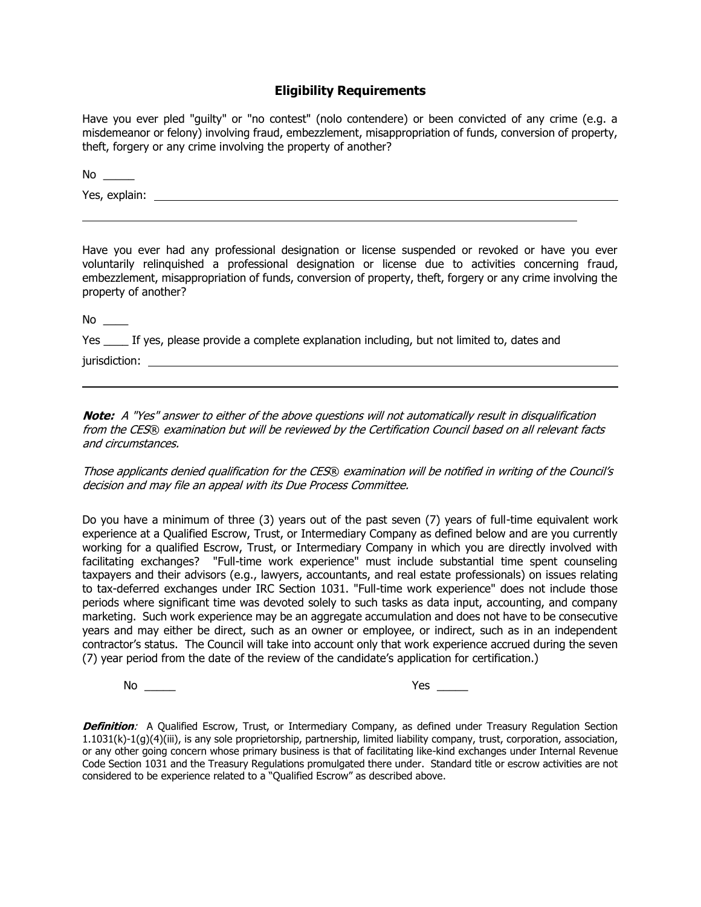## Eligibility Requirements

Have you ever pled "guilty" or "no contest" (nolo contendere) or been convicted of any crime (e.g. a misdemeanor or felony) involving fraud, embezzlement, misappropriation of funds, conversion of property, theft, forgery or any crime involving the property of another?

No _____

Yes, explain: ______________________________________________________________________

______________________________________________________________________________

Have you ever had any professional designation or license suspended or revoked or have you ever voluntarily relinquished a professional designation or license due to activities concerning fraud, embezzlement, misappropriation of funds, conversion of property, theft, forgery or any crime involving the property of another?

No ____

Yes ____ If yes, please provide a complete explanation including, but not limited to, dates and jurisdiction: ______________________________________________________________________

______________________________________________________________________________

***Note:*** *A "Yes" answer to either of the above questions will not automatically result in disqualification from the CES® examination but will be reviewed by the Certification Council based on all relevant facts and circumstances.*

*Those applicants denied qualification for the CES® examination will be notified in writing of the Council's decision and may file an appeal with its Due Process Committee.*

Do you have a minimum of three (3) years out of the past seven (7) years of full-time equivalent work experience at a Qualified Escrow, Trust, or Intermediary Company as defined below and are you currently working for a qualified Escrow, Trust, or Intermediary Company in which you are directly involved with facilitating exchanges? "Full-time work experience" must include substantial time spent counseling taxpayers and their advisors (e.g., lawyers, accountants, and real estate professionals) on issues relating to tax-deferred exchanges under IRC Section 1031. "Full-time work experience" does not include those periods where significant time was devoted solely to such tasks as data input, accounting, and company marketing. Such work experience may be an aggregate accumulation and does not have to be consecutive years and may either be direct, such as an owner or employee, or indirect, such as in an independent contractor's status. The Council will take into account only that work experience accrued during the seven (7) year period from the date of the review of the candidate's application for certification.)

No _____ Yes _____

***Definition****:* A Qualified Escrow, Trust, or Intermediary Company, as defined under Treasury Regulation Section 1.1031(k)-1(g)(4)(iii), is any sole proprietorship, partnership, limited liability company, trust, corporation, association, or any other going concern whose primary business is that of facilitating like-kind exchanges under Internal Revenue Code Section 1031 and the Treasury Regulations promulgated there under. Standard title or escrow activities are not considered to be experience related to a "Qualified Escrow" as described above.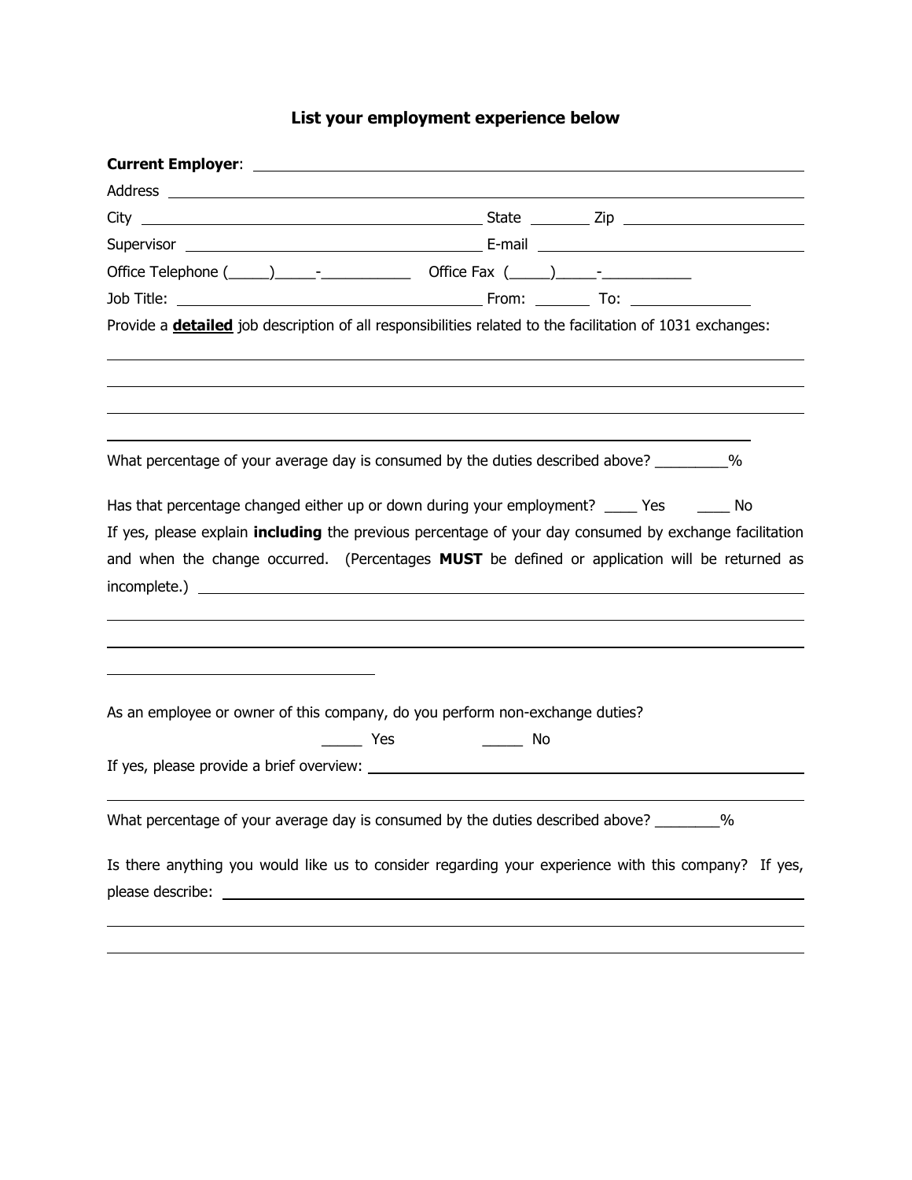## List your employment experience below

**Current Employer**: ______________________________________________________________

Address ______________________________________________________________

City ______________________________ State ________ Zip ____________________

Supervisor ______________________________ E-mail ______________________________

Office Telephone (_____)_____-___________ Office Fax (_____)_____-___________

Job Title: ______________________________ From: _______ To: ______________

Provide a **detailed** job description of all responsibilities related to the facilitation of 1031 exchanges:

______________________________________________________________

______________________________________________________________

______________________________________________________________

______________________________________________________________

What percentage of your average day is consumed by the duties described above? _________%

Has that percentage changed either up or down during your employment? ____ Yes ____ No

If yes, please explain **including** the previous percentage of your day consumed by exchange facilitation and when the change occurred. (Percentages **MUST** be defined or application will be returned as incomplete.) ______________________________________________________________

______________________________________________________________

______________________________________________________________

______________________________

As an employee or owner of this company, do you perform non-exchange duties?

_____ Yes _____ No

If yes, please provide a brief overview: ______________________________________________________________

______________________________________________________________

What percentage of your average day is consumed by the duties described above? ________%

Is there anything you would like us to consider regarding your experience with this company? If yes, please describe: ______________________________________________________________

______________________________________________________________

______________________________________________________________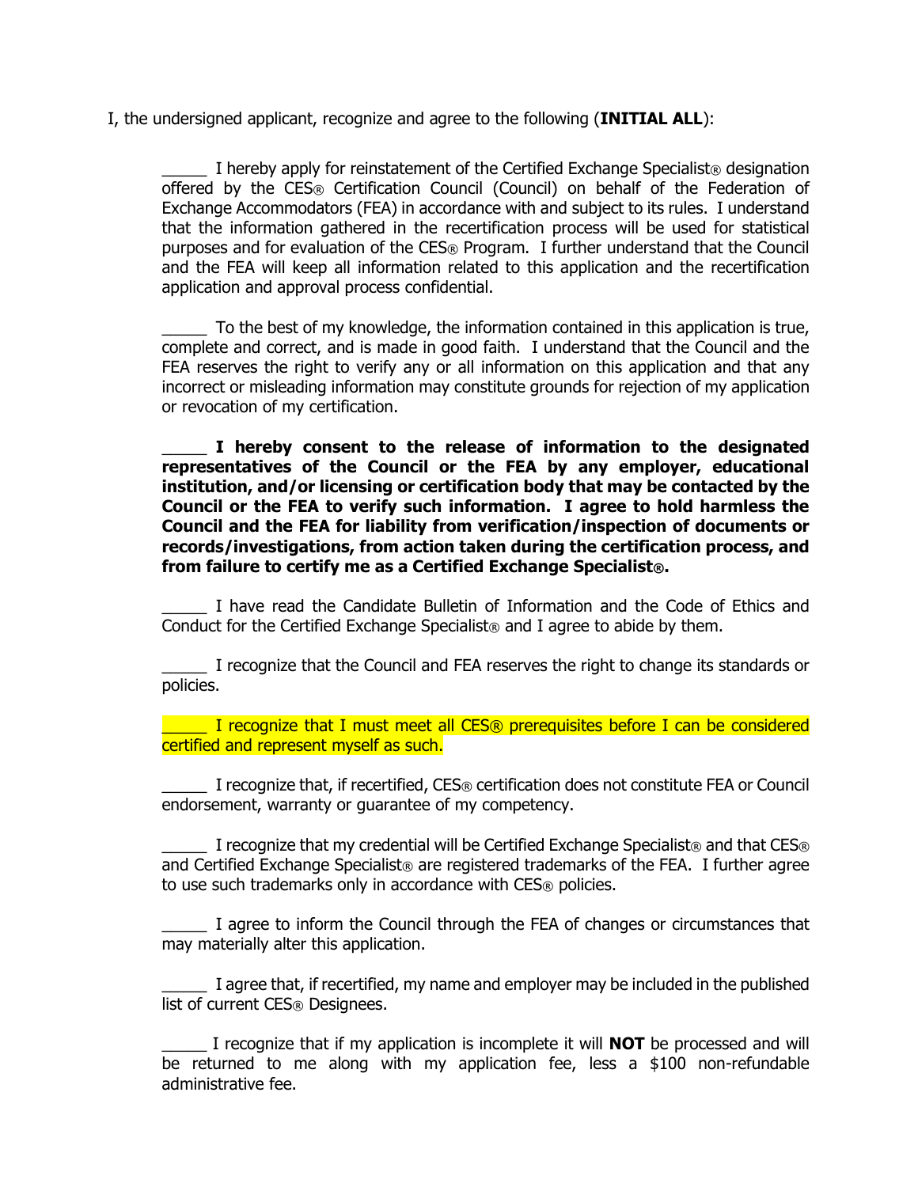I, the undersigned applicant, recognize and agree to the following (**INITIAL ALL**):

_____ I hereby apply for reinstatement of the Certified Exchange Specialist® designation offered by the CES® Certification Council (Council) on behalf of the Federation of Exchange Accommodators (FEA) in accordance with and subject to its rules. I understand that the information gathered in the recertification process will be used for statistical purposes and for evaluation of the CES® Program. I further understand that the Council and the FEA will keep all information related to this application and the recertification application and approval process confidential.

_____ To the best of my knowledge, the information contained in this application is true, complete and correct, and is made in good faith. I understand that the Council and the FEA reserves the right to verify any or all information on this application and that any incorrect or misleading information may constitute grounds for rejection of my application or revocation of my certification.

_____ **I hereby consent to the release of information to the designated representatives of the Council or the FEA by any employer, educational institution, and/or licensing or certification body that may be contacted by the Council or the FEA to verify such information. I agree to hold harmless the Council and the FEA for liability from verification/inspection of documents or records/investigations, from action taken during the certification process, and from failure to certify me as a Certified Exchange Specialist®.**

_____ I have read the Candidate Bulletin of Information and the Code of Ethics and Conduct for the Certified Exchange Specialist® and I agree to abide by them.

_____ I recognize that the Council and FEA reserves the right to change its standards or policies.

_____ I recognize that I must meet all CES® prerequisites before I can be considered certified and represent myself as such.

_____ I recognize that, if recertified, CES® certification does not constitute FEA or Council endorsement, warranty or guarantee of my competency.

_____ I recognize that my credential will be Certified Exchange Specialist® and that CES® and Certified Exchange Specialist® are registered trademarks of the FEA. I further agree to use such trademarks only in accordance with CES® policies.

_____ I agree to inform the Council through the FEA of changes or circumstances that may materially alter this application.

_____ I agree that, if recertified, my name and employer may be included in the published list of current CES® Designees.

_____ I recognize that if my application is incomplete it will **NOT** be processed and will be returned to me along with my application fee, less a $100 non-refundable administrative fee.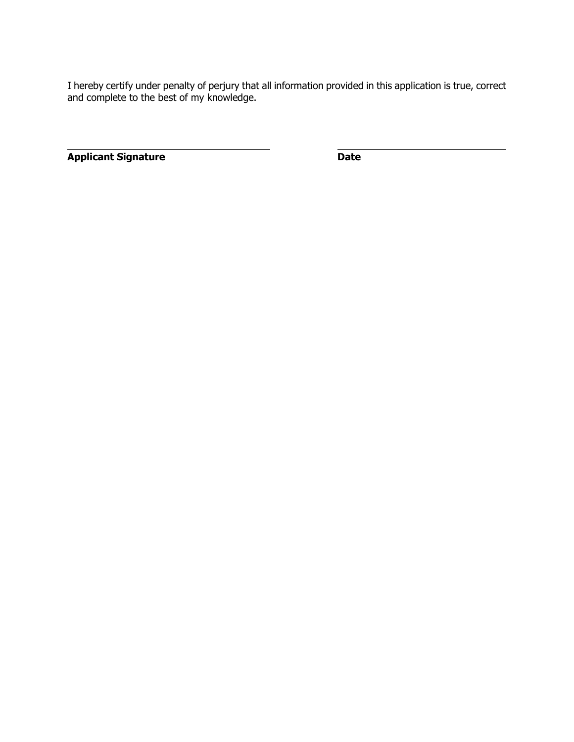I hereby certify under penalty of perjury that all information provided in this application is true, correct and complete to the best of my knowledge.

| ______________________________ | ______________________________ |
| --- | --- |
| **Applicant Signature** | **Date** |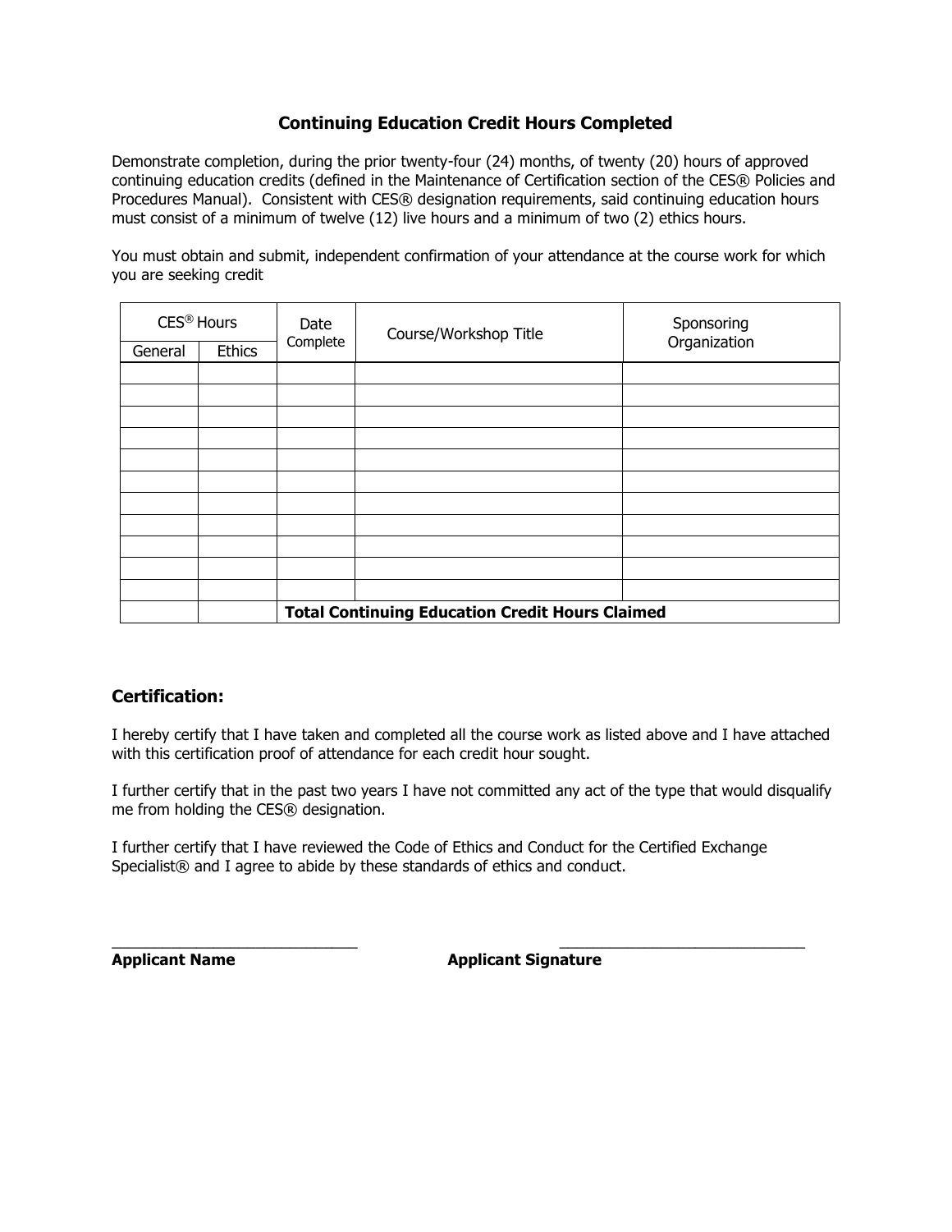## Continuing Education Credit Hours Completed

Demonstrate completion, during the prior twenty-four (24) months, of twenty (20) hours of approved continuing education credits (defined in the Maintenance of Certification section of the CES® Policies and Procedures Manual). Consistent with CES® designation requirements, said continuing education hours must consist of a minimum of twelve (12) live hours and a minimum of two (2) ethics hours.

You must obtain and submit, independent confirmation of your attendance at the course work for which you are seeking credit

| CES® Hours | | Date Complete | Course/Workshop Title | Sponsoring Organization |
|---|---|---|---|---|
| General | Ethics | | | |
| | | | | |
| | | | | |
| | | | | |
| | | | | |
| | | | | |
| | | | | |
| | | | | |
| | | | | |
| | | | | |
| | | | | |
| | | | | |
| | | **Total Continuing Education Credit Hours Claimed** | | |

### Certification:

I hereby certify that I have taken and completed all the course work as listed above and I have attached with this certification proof of attendance for each credit hour sought.

I further certify that in the past two years I have not committed any act of the type that would disqualify me from holding the CES® designation.

I further certify that I have reviewed the Code of Ethics and Conduct for the Certified Exchange Specialist® and I agree to abide by these standards of ethics and conduct.

\_\_\_\_\_\_\_\_\_\_\_\_\_\_\_\_\_\_\_\_\_\_\_\_\_\_\_\_\_\_ \_\_\_\_\_\_\_\_\_\_\_\_\_\_\_\_\_\_\_\_\_\_\_\_\_\_\_\_\_\_

**Applicant Name** **Applicant Signature**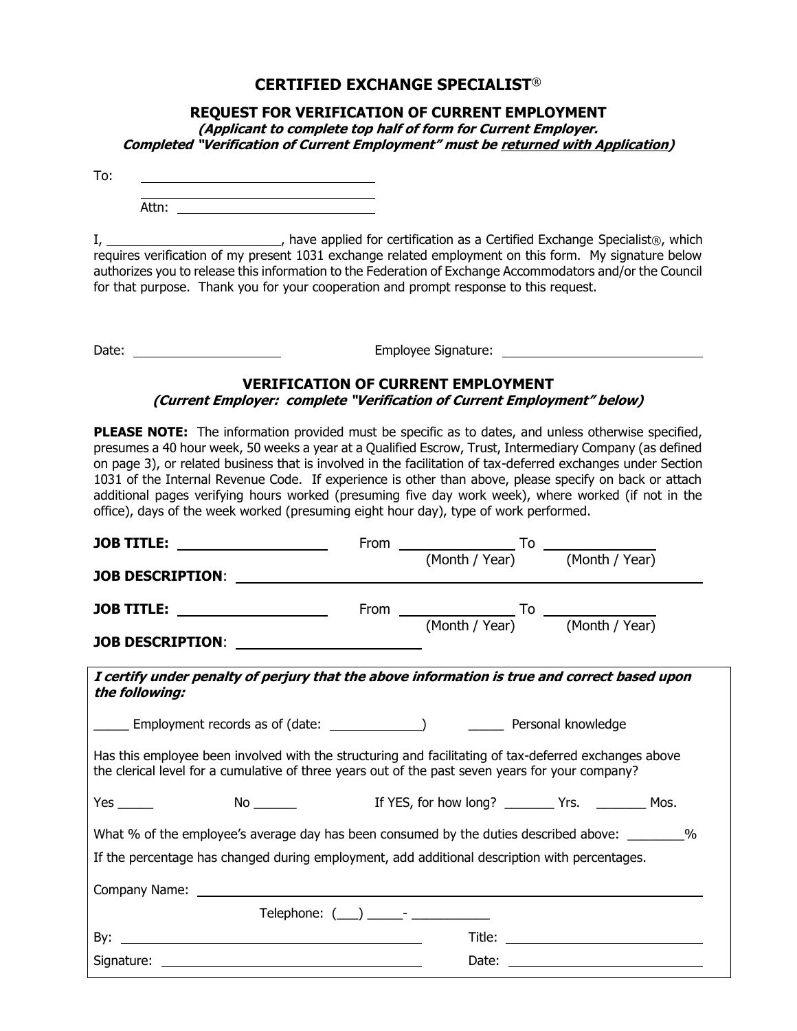# CERTIFIED EXCHANGE SPECIALIST®

## REQUEST FOR VERIFICATION OF CURRENT EMPLOYMENT

***(Applicant to complete top half of form for Current Employer. Completed "Verification of Current Employment" must be returned with Application)***

To: ______________________________

______________________________

Attn: ______________________________

I, ______________________, have applied for certification as a Certified Exchange Specialist®, which requires verification of my present 1031 exchange related employment on this form. My signature below authorizes you to release this information to the Federation of Exchange Accommodators and/or the Council for that purpose. Thank you for your cooperation and prompt response to this request.

Date: ____________________ Employee Signature: ____________________________

## VERIFICATION OF CURRENT EMPLOYMENT

***(Current Employer: complete "Verification of Current Employment" below)***

**PLEASE NOTE:** The information provided must be specific as to dates, and unless otherwise specified, presumes a 40 hour week, 50 weeks a year at a Qualified Escrow, Trust, Intermediary Company (as defined on page 3), or related business that is involved in the facilitation of tax-deferred exchanges under Section 1031 of the Internal Revenue Code. If experience is other than above, please specify on back or attach additional pages verifying hours worked (presuming five day work week), where worked (if not in the office), days of the week worked (presuming eight hour day), type of work performed.

**JOB TITLE:** ____________________ From ______________ To ______________
(Month / Year) (Month / Year)

**JOB DESCRIPTION**: ____________________________________________________________

**JOB TITLE:** ____________________ From ______________ To ______________
(Month / Year) (Month / Year)

**JOB DESCRIPTION**: ________________________

***I certify under penalty of perjury that the above information is true and correct based upon the following:***

_____ Employment records as of (date: ____________) _____ Personal knowledge

Has this employee been involved with the structuring and facilitating of tax-deferred exchanges above the clerical level for a cumulative of three years out of the past seven years for your company?

Yes _____ No ______ If YES, for how long? _______ Yrs. _______ Mos.

What % of the employee's average day has been consumed by the duties described above: ________%

If the percentage has changed during employment, add additional description with percentages.

Company Name: ____________________________________________________________

Telephone: (___) _____- ___________

By: ____________________________________ Title: ____________________________

Signature: ______________________________ Date: ____________________________